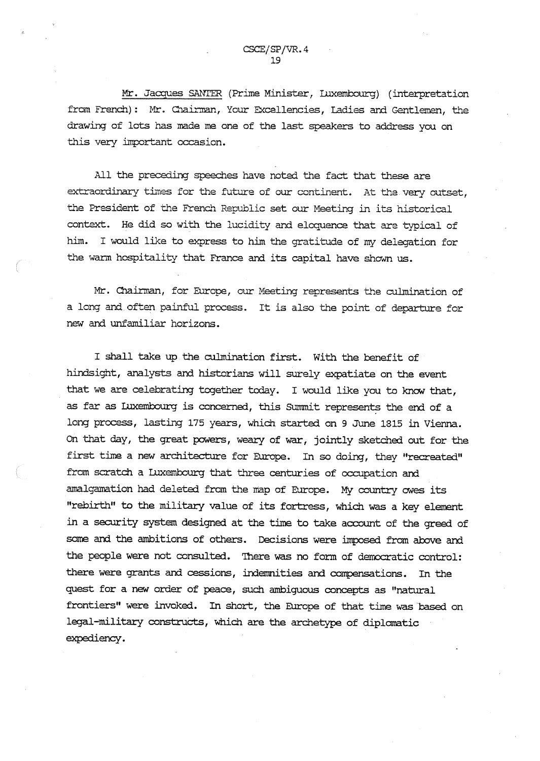Mr. Jacques SANTER (Prime Minister, Luxembourg) (interpretation from French): Mr. Chairman, Your Excellencies, Ladies and Gentlemen, the drawing of lots has made me one of the last speakers to address you on this very important occasion.

All the preceding speeches have noted the fact that these are extraordinary times for the future of our continent. At the very outset, the President of the French Republic set our Meeting in its historical context. He did so with the lucidity and eloquence that are typical of him. I would like to express to him the gratitude of my delegation for the warm hospitality that France and its capital have shown us.

Mr. Chairman, for Europe, our Meeting represents the culmination of a long and often painful process. It is also the point of departure for new and unfamiliar horizons.

I shall take up the culmination first. With the benefit of hindsight, analysts and historians will surely expatiate on the event that we are celebrating together today. I would like you to know that, as far as Luxembourg is concerned, this Summit represents the end of a long process, lasting 175 years, which started on 9 June 1815 in Vienna. On that day, the great powers, weary of war, jointly sketched out for the first time a new architecture for Europe. In so doing, they "recreated" from scratch a Luxembourg that three centuries of occupation and amalgamation had deleted from the map of Europe. My country owes its "rebirth" to the military value of its fortress, which was a key element in a security system designed at the time to take account of the greed of some and the ambitions of others. Decisions were imposed from above and the people were not consulted. There was no form of democratic control: there were grants and cessions, indemnities and compensations. In the quest for a new order of peace, such ambiguous concepts as "natural frontiers" were invoked. In short, the Europe of that time was based on legal-military constructs, which are the archetype of diplomatic expediency.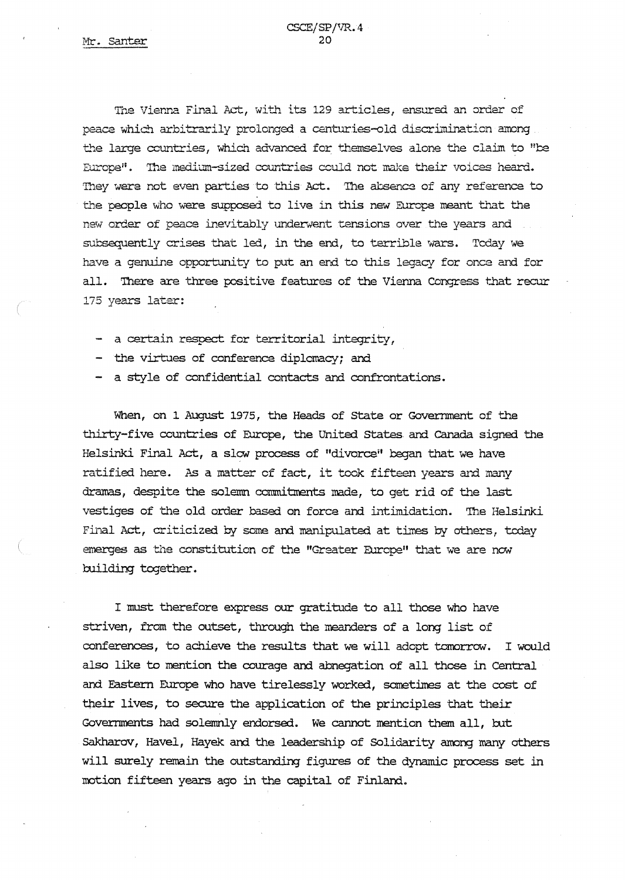The Vienna Final Act, with its 129 articles, ensured an order of peace which arbitrarily prolonged a centuries-old discrimination among the large countries, which advanced for themselves alone the claim to "be Europe". The medium-sized countries could not make their voices heard. They were not even parties to this Act. The absence of any reference to the people who were supposed to live in this new Europe meant that the new order of peace inevitably underwent tensions over the years and subsequently crises that led, in the end, to terrible wars. Today we have a genuine opportunity to put an end to this legacy for once and for all. There are three positive features of the Vienna Congress that recur 175 years later:

- a certain respect for territorial integrity,
- the virtues of conference diplomacy; and
- a style of confidential contacts and confrontations.

When, on 1 August 1975, the Heads of State or Government of the thirty-five countries of Europe, the United States and Canada signed the Helsinki Final Act, a slow process of "divorce" began that we have ratified here. As a matter of fact, it took fifteen years and many dramas, despite the solemn commitments made, to get rid of the last vestiges of the old order based on force and intimidation. The Helsinki Final Act, criticized by some and manipulated at times by others, today emerges as the constitution of the "Greater Europe" that we are now building together.

I must therefore express our gratitude to all those who have striven, from the outset, through the meanders of a long list of conferences, to achieve the results that we will adopt tomorrow. I would also like to mention the courage and abnegation of all those in Central and Eastern Europe who have tirelessly worked, sometimes at the cost of their lives, to secure the application of the principles that their Governments had solemnly endorsed. We cannot mention them all, but Sakharov, Havel, Hayek and the leadership of Solidarity among many others will surely remain the outstanding figures of the dynamic process set in motion fifteen years ago in the capital of Finland.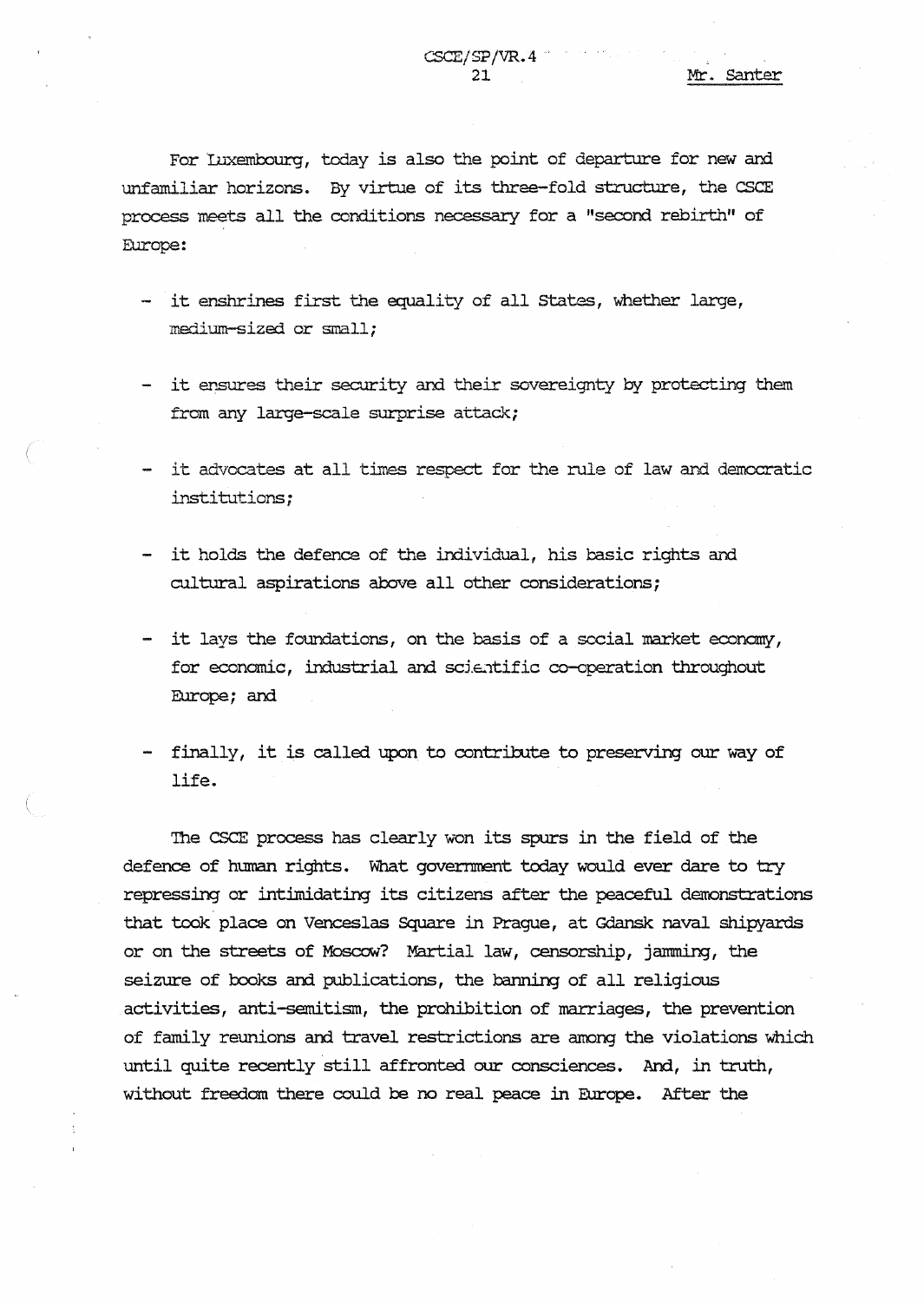For Luxembourg, today is also the point of departure for new and unfamiliar horizons. By virtue of its three-fold structure, the CSCE process meets all the conditions necessary for a "second rebirth" of Europe:

- it enshrines first the equality of all States, whether large, medium-sized or small;
- it ensures their security and their sovereignty by protecting them from any large-scale surprise attack;
- it advocates at all times respect for the rule of law and democratic institutions;
- it holds the defence of the individual, his basic rights and cultural aspirations above all other considerations;
- it lays the foundations, on the basis of a social market economy, for economic, industrial and scientific co-operation throughout Europe; and
- finally, it is called upon to contribute to preserving our way of life.

The CSCE process has clearly won its spurs in the field of the defence of human rights. What government today would ever dare to try repressing or intimidating its citizens after the peaceful demonstrations that took place on Venceslas Square in Prague, at Gdansk naval shipyards or on the streets of Moscow? Martial law, censorship, jamming, the seizure of books and publications, the banning of all religious activities, anti-semitism, the prohibition of marriages, the prevention of family reunions and travel restrictions are among the violations which until quite recently still affronted our consciences. And, in truth, without freedom there could be no real peace in Europe. After the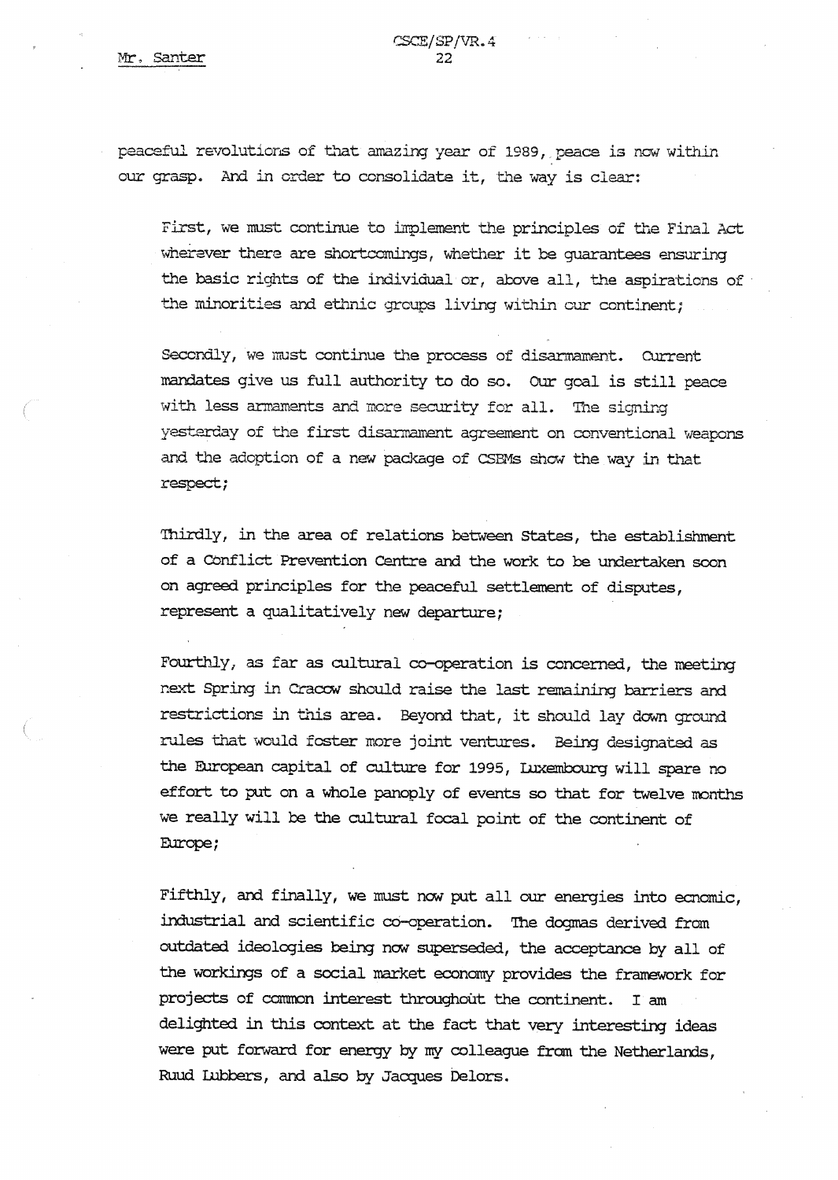peaceful revolutions of that amazing year of 1989, peace is now within our grasp. And in order to consolidate it, the way is clear:

First, we must continue to implement the principles of the Final Act wherever there are shortcomings, whether it be guarantees ensuring the basic rights of the individual or, above all, the aspirations of the minorities and ethnic groups living within our continent;

Secondly, we must continue the process of disarmament. Current mandates give us full authority to do so. Our goal is still peace with less armaments and more security for all. The signing yesterday of the first disarmament agreement on conventional weapons and the adoption of a new package of CSBMs show the way in that respect;

Thirdly, in the area of relations between States, the establishment of a Conflict Prevention Centre and the work to be undertaken soon on agreed principles for the peaceful settlement of disputes, represent a qualitatively new departure;

Fourthly, as far as cultural co-operation is concerned, the meeting next Spring in Cracow should raise the last remaining barriers and restrictions in this area. Beyond that, it should lay down ground rules that would foster more joint ventures. Being designated as the European capital of culture for 1995, Luxembourg will spare no effort to put on a whole panoply of events so that for twelve months we really will be the cultural focal point of the continent of Europe;

Fifthly, and finally, we must now put all our energies into ecnomic, industrial and scientific co-operation. The dogmas derived from outdated ideologies being now superseded, the acceptance by all of the workings of a social market economy provides the framework for projects of common interest throughout the continent. I am delighted in this context at the fact that very interesting ideas were put forward for energy by my colleague from the Netherlands, Ruud Lubbers, and also by Jacques Delors.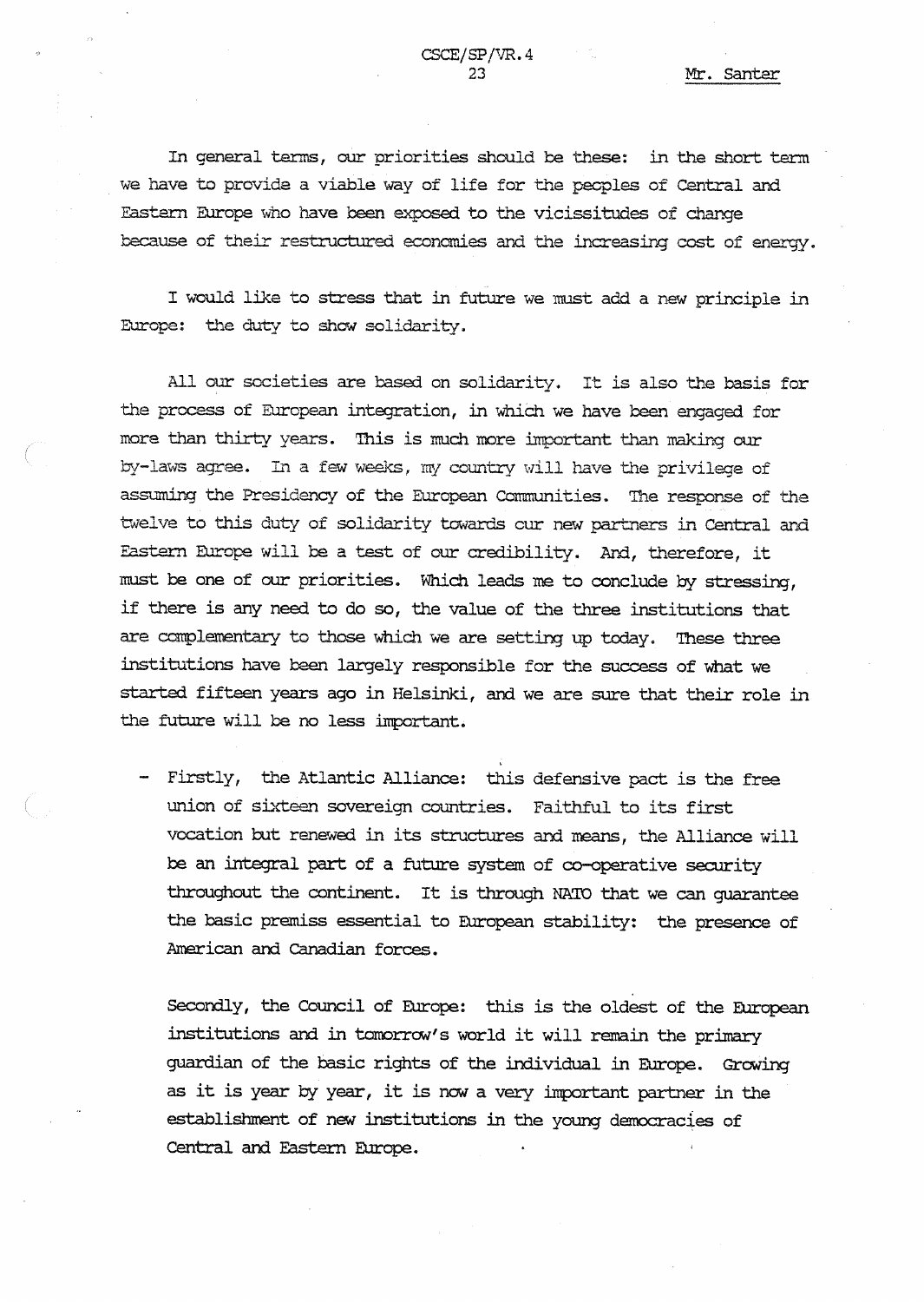In general terms, our priorities should be these: in the short term we have to provide a viable way of life for the peoples of Central and Eastern Europe who have been exposed to the vicissitudes of change because of their restructured economies and the increasing cost of energy.

I would like to stress that in future we must add a new principle in Europe: the duty to show solidarity.

All our societies are based on solidarity. It is also the basis for the process of European integration, in which we have been engaged for more than thirty years. This is much more important than making our by-laws agree. In a few weeks, my country will have the privilege of assuming the Presidency of the European Communities. The response of the twelve to this duty of solidarity towards our new partners in Central and Eastern Europe will be a test of our credibility. And, therefore, it must be one of our priorities. Which leads me to conclude by stressing, if there is any need to do so, the value of the three institutions that are complementary to those which we are setting up today. These three institutions have been largely responsible for the success of what we started fifteen years ago in Helsinki, and we are sure that their role in the future will be no less important.

- Firstly, the Atlantic Alliance: this defensive pact is the free union of sixteen sovereign countries. Faithful to its first vocation but renewed in its structures and means, the Alliance will be an integral part of a future system of co-operative security throughout the continent. It is through NATO that we can guarantee the basic premiss essential to European stability: the presence of American and Canadian forces.

  Secondly, the Council of Europe: this is the oldest of the European institutions and in tomorrow's world it will remain the primary guardian of the basic rights of the individual in Europe. Growing as it is year by year, it is now a very important partner in the establishment of new institutions in the young democracies of Central and Eastern Europe.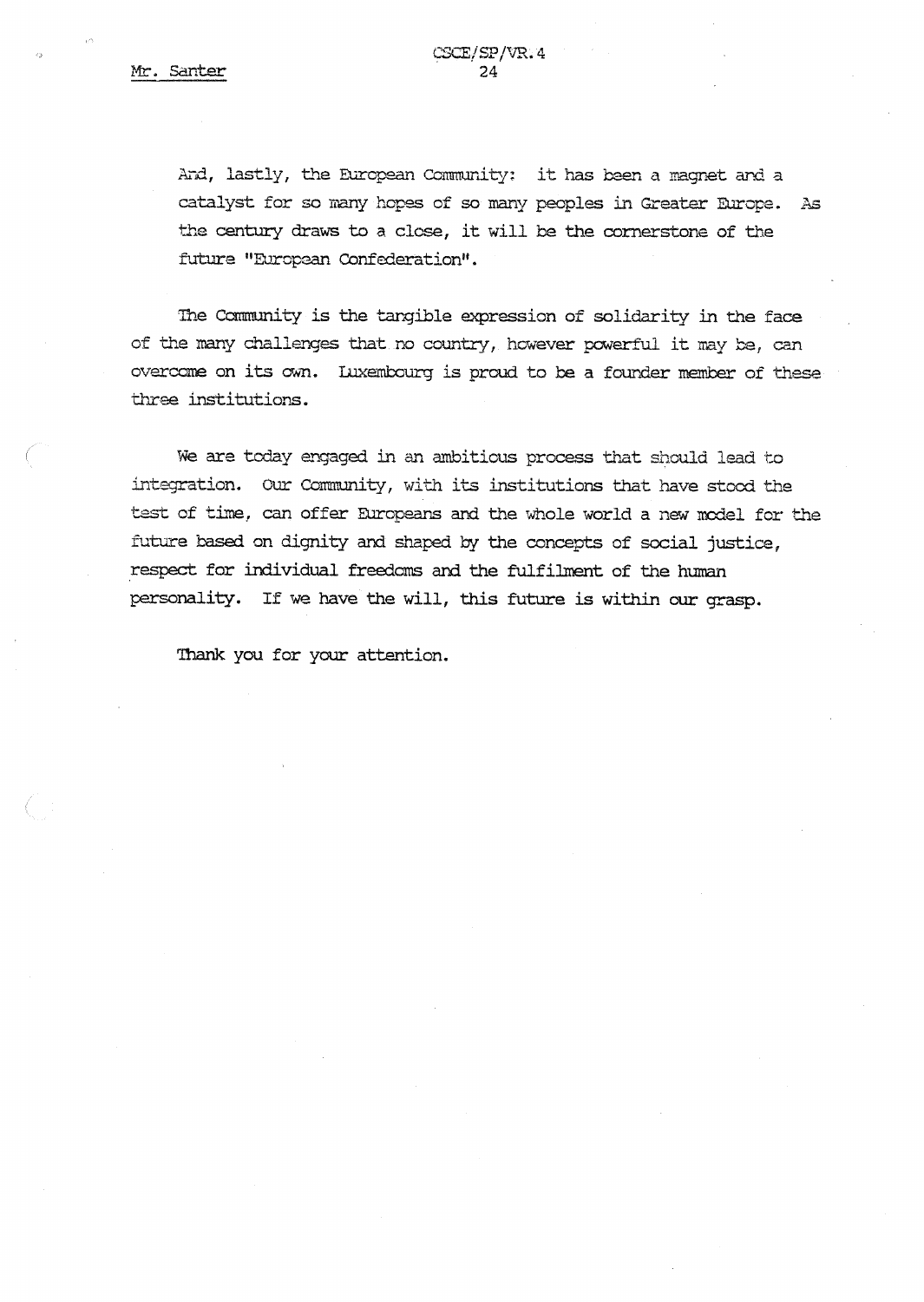And, lastly, the European Community: it has been a magnet and a catalyst for so many hopes of so many peoples in Greater Europe. As the century draws to a close, it will be the cornerstone of the future "European Confederation".

The Community is the tangible expression of solidarity in the face of the many challenges that no country, however powerful it may be, can overcome on its own. Luxembourg is proud to be a founder member of these three institutions.

We are today engaged in an ambitious process that should lead to integration. Our Community, with its institutions that have stood the test of time, can offer Europeans and the whole world a new model for the future based on dignity and shaped by the concepts of social justice, respect for individual freedoms and the fulfilment of the human personality. If we have the will, this future is within our grasp.

Thank you for your attention.